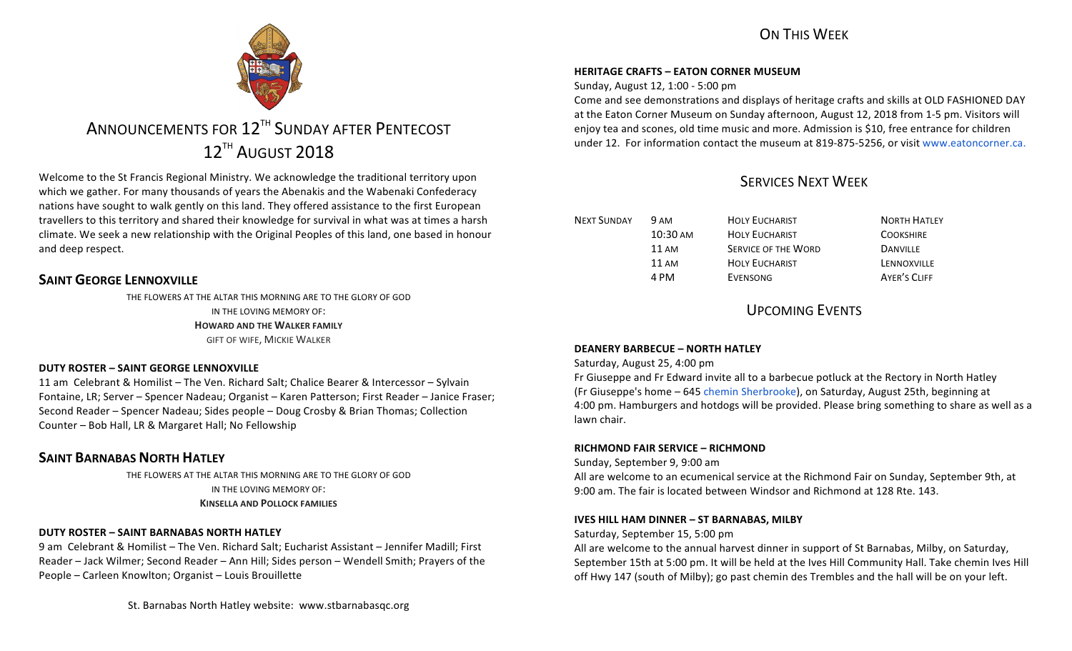# ANNOUNCEMENTS FOR 12TH SUNDAY AFTER PENTECOST
# 12TH AUGUST 2018

Welcome to the St Francis Regional Ministry. We acknowledge the traditional territory upon which we gather. For many thousands of years the Abenakis and the Wabenaki Confederacy nations have sought to walk gently on this land. They offered assistance to the first European travellers to this territory and shared their knowledge for survival in what was at times a harsh climate. We seek a new relationship with the Original Peoples of this land, one based in honour and deep respect.

## SAINT GEORGE LENNOXVILLE

THE FLOWERS AT THE ALTAR THIS MORNING ARE TO THE GLORY OF GOD
IN THE LOVING MEMORY OF:
**HOWARD AND THE WALKER FAMILY**
GIFT OF WIFE, MICKIE WALKER

### DUTY ROSTER – SAINT GEORGE LENNOXVILLE

11 am Celebrant & Homilist – The Ven. Richard Salt; Chalice Bearer & Intercessor – Sylvain Fontaine, LR; Server – Spencer Nadeau; Organist – Karen Patterson; First Reader – Janice Fraser; Second Reader – Spencer Nadeau; Sides people – Doug Crosby & Brian Thomas; Collection Counter – Bob Hall, LR & Margaret Hall; No Fellowship

## SAINT BARNABAS NORTH HATLEY

THE FLOWERS AT THE ALTAR THIS MORNING ARE TO THE GLORY OF GOD
IN THE LOVING MEMORY OF:
**KINSELLA AND POLLOCK FAMILIES**

### DUTY ROSTER – SAINT BARNABAS NORTH HATLEY

9 am Celebrant & Homilist – The Ven. Richard Salt; Eucharist Assistant – Jennifer Madill; First Reader – Jack Wilmer; Second Reader – Ann Hill; Sides person – Wendell Smith; Prayers of the People – Carleen Knowlton; Organist – Louis Brouillette

St. Barnabas North Hatley website: www.stbarnabasqc.org

## ON THIS WEEK

### HERITAGE CRAFTS – EATON CORNER MUSEUM

Sunday, August 12, 1:00 - 5:00 pm

Come and see demonstrations and displays of heritage crafts and skills at OLD FASHIONED DAY at the Eaton Corner Museum on Sunday afternoon, August 12, 2018 from 1-5 pm. Visitors will enjoy tea and scones, old time music and more. Admission is $10, free entrance for children under 12. For information contact the museum at 819-875-5256, or visit www.eatoncorner.ca.

## SERVICES NEXT WEEK

| | | | |
|---|---|---|---|
| NEXT SUNDAY | 9 AM | HOLY EUCHARIST | NORTH HATLEY |
| | 10:30 AM | HOLY EUCHARIST | COOKSHIRE |
| | 11 AM | SERVICE OF THE WORD | DANVILLE |
| | 11 AM | HOLY EUCHARIST | LENNOXVILLE |
| | 4 PM | EVENSONG | AYER'S CLIFF |

## UPCOMING EVENTS

### DEANERY BARBECUE – NORTH HATLEY

Saturday, August 25, 4:00 pm

Fr Giuseppe and Fr Edward invite all to a barbecue potluck at the Rectory in North Hatley (Fr Giuseppe's home – 645 chemin Sherbrooke), on Saturday, August 25th, beginning at 4:00 pm. Hamburgers and hotdogs will be provided. Please bring something to share as well as a lawn chair.

### RICHMOND FAIR SERVICE – RICHMOND

Sunday, September 9, 9:00 am

All are welcome to an ecumenical service at the Richmond Fair on Sunday, September 9th, at 9:00 am. The fair is located between Windsor and Richmond at 128 Rte. 143.

### IVES HILL HAM DINNER – ST BARNABAS, MILBY

Saturday, September 15, 5:00 pm

All are welcome to the annual harvest dinner in support of St Barnabas, Milby, on Saturday, September 15th at 5:00 pm. It will be held at the Ives Hill Community Hall. Take chemin Ives Hill off Hwy 147 (south of Milby); go past chemin des Trembles and the hall will be on your left.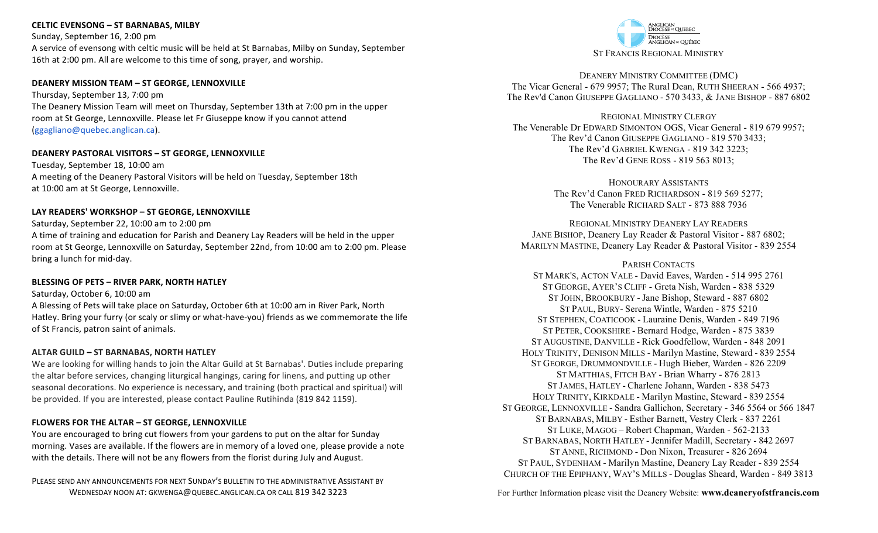### CELTIC EVENSONG – ST BARNABAS, MILBY

Sunday, September 16, 2:00 pm

A service of evensong with celtic music will be held at St Barnabas, Milby on Sunday, September 16th at 2:00 pm. All are welcome to this time of song, prayer, and worship.

### DEANERY MISSION TEAM – ST GEORGE, LENNOXVILLE

Thursday, September 13, 7:00 pm

The Deanery Mission Team will meet on Thursday, September 13th at 7:00 pm in the upper room at St George, Lennoxville. Please let Fr Giuseppe know if you cannot attend (ggagliano@quebec.anglican.ca).

### DEANERY PASTORAL VISITORS – ST GEORGE, LENNOXVILLE

Tuesday, September 18, 10:00 am

A meeting of the Deanery Pastoral Visitors will be held on Tuesday, September 18th at 10:00 am at St George, Lennoxville.

### LAY READERS' WORKSHOP – ST GEORGE, LENNOXVILLE

Saturday, September 22, 10:00 am to 2:00 pm

A time of training and education for Parish and Deanery Lay Readers will be held in the upper room at St George, Lennoxville on Saturday, September 22nd, from 10:00 am to 2:00 pm. Please bring a lunch for mid-day.

### BLESSING OF PETS – RIVER PARK, NORTH HATLEY

Saturday, October 6, 10:00 am

A Blessing of Pets will take place on Saturday, October 6th at 10:00 am in River Park, North Hatley. Bring your furry (or scaly or slimy or what-have-you) friends as we commemorate the life of St Francis, patron saint of animals.

### ALTAR GUILD – ST BARNABAS, NORTH HATLEY

We are looking for willing hands to join the Altar Guild at St Barnabas'. Duties include preparing the altar before services, changing liturgical hangings, caring for linens, and putting up other seasonal decorations. No experience is necessary, and training (both practical and spiritual) will be provided. If you are interested, please contact Pauline Rutihinda (819 842 1159).

### FLOWERS FOR THE ALTAR – ST GEORGE, LENNOXVILLE

You are encouraged to bring cut flowers from your gardens to put on the altar for Sunday morning. Vases are available. If the flowers are in memory of a loved one, please provide a note with the details. There will not be any flowers from the florist during July and August.

PLEASE SEND ANY ANNOUNCEMENTS FOR NEXT SUNDAY'S BULLETIN TO THE ADMINISTRATIVE ASSISTANT BY WEDNESDAY NOON AT: GKWENGA@QUEBEC.ANGLICAN.CA OR CALL 819 342 3223

---

Anglican Diocese of Quebec
Diocèse Anglican de Québec

ST FRANCIS REGIONAL MINISTRY

DEANERY MINISTRY COMMITTEE (DMC)
The Vicar General - 679 9957; The Rural Dean, RUTH SHEERAN - 566 4937;
The Rev'd Canon GIUSEPPE GAGLIANO - 570 3433, & JANE BISHOP - 887 6802

REGIONAL MINISTRY CLERGY
The Venerable Dr EDWARD SIMONTON OGS, Vicar General - 819 679 9957;
The Rev'd Canon GIUSEPPE GAGLIANO - 819 570 3433;
The Rev'd GABRIEL KWENGA - 819 342 3223;
The Rev'd GENE ROSS - 819 563 8013;

HONOURARY ASSISTANTS
The Rev'd Canon FRED RICHARDSON - 819 569 5277;
The Venerable RICHARD SALT - 873 888 7936

REGIONAL MINISTRY DEANERY LAY READERS
JANE BISHOP, Deanery Lay Reader & Pastoral Visitor - 887 6802;
MARILYN MASTINE, Deanery Lay Reader & Pastoral Visitor - 839 2554

PARISH CONTACTS
ST MARK'S, ACTON VALE - David Eaves, Warden - 514 995 2761
ST GEORGE, AYER'S CLIFF - Greta Nish, Warden - 838 5329
ST JOHN, BROOKBURY - Jane Bishop, Steward - 887 6802
ST PAUL, BURY- Serena Wintle, Warden - 875 5210
ST STEPHEN, COATICOOK - Lauraine Denis, Warden - 849 7196
ST PETER, COOKSHIRE - Bernard Hodge, Warden - 875 3839
ST AUGUSTINE, DANVILLE - Rick Goodfellow, Warden - 848 2091
HOLY TRINITY, DENISON MILLS - Marilyn Mastine, Steward - 839 2554
ST GEORGE, DRUMMONDVILLE - Hugh Bieber, Warden - 826 2209
ST MATTHIAS, FITCH BAY - Brian Wharry - 876 2813
ST JAMES, HATLEY - Charlene Johann, Warden - 838 5473
HOLY TRINITY, KIRKDALE - Marilyn Mastine, Steward - 839 2554
ST GEORGE, LENNOXVILLE - Sandra Gallichon, Secretary - 346 5564 or 566 1847
ST BARNABAS, MILBY - Esther Barnett, Vestry Clerk - 837 2261
ST LUKE, MAGOG – Robert Chapman, Warden - 562-2133
ST BARNABAS, NORTH HATLEY - Jennifer Madill, Secretary - 842 2697
ST ANNE, RICHMOND - Don Nixon, Treasurer - 826 2694
ST PAUL, SYDENHAM - Marilyn Mastine, Deanery Lay Reader - 839 2554
CHURCH OF THE EPIPHANY, WAY'S MILLS - Douglas Sheard, Warden - 849 3813

For Further Information please visit the Deanery Website: **www.deaneryofstfrancis.com**